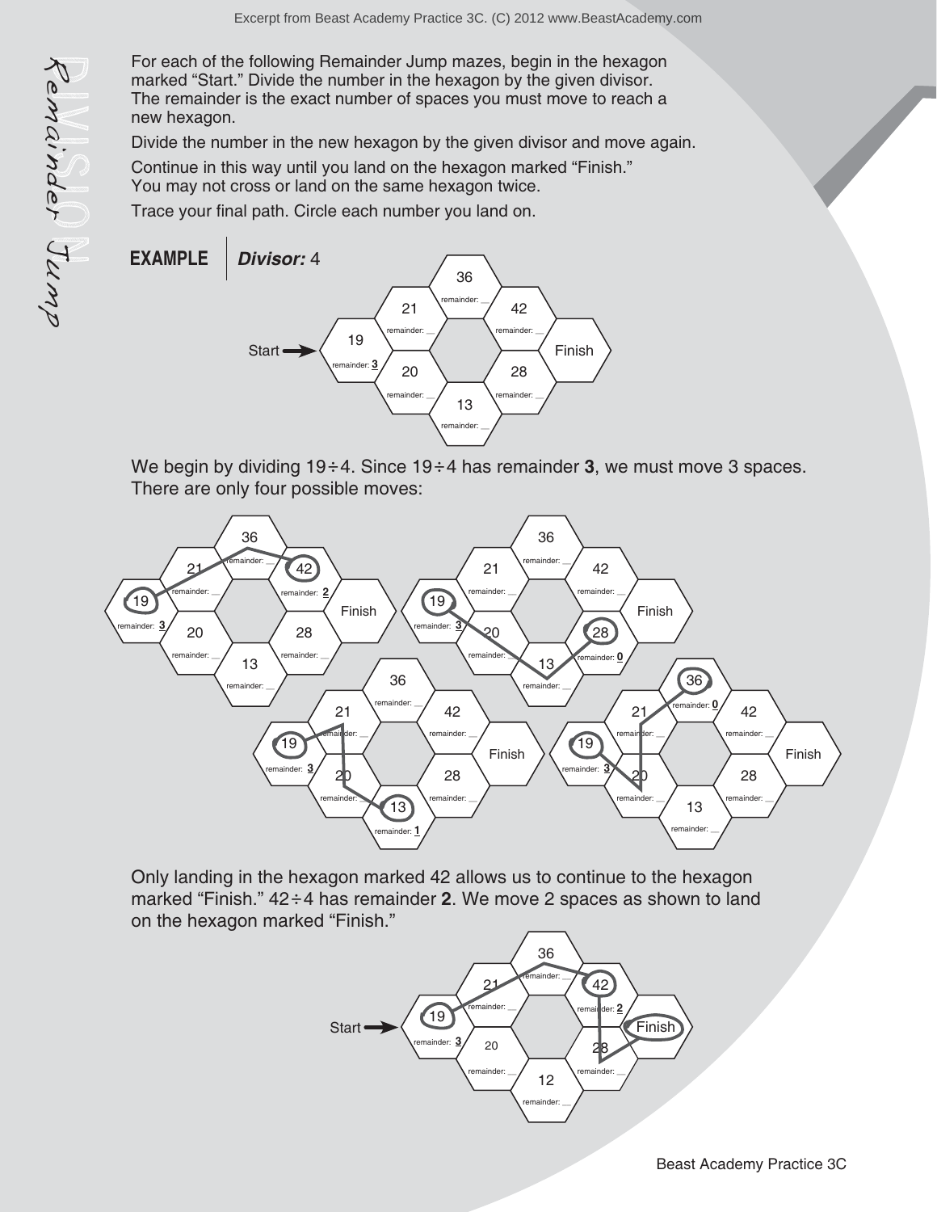For each of the following Remainder Jump mazes, begin in the hexagon marked "Start." Divide the number in the hexagon by the given divisor. The remainder is the exact number of spaces you must move to reach a new hexagon.

Divide the number in the new hexagon by the given divisor and move again.

Continue in this way until you land on the hexagon marked "Finish." You may not cross or land on the same hexagon twice.

Trace your final path. Circle each number you land on.

**EXAMPLE** | ***Divisor:*** 4

Start → 19 (remainder: **3**), 21 (remainder: __), 36 (remainder: __), 42 (remainder: __), Finish, 20 (remainder: __), 13 (remainder: __), 28 (remainder: __)

We begin by dividing $19 \div 4$. Since $19 \div 4$ has remainder **3**, we must move 3 spaces. There are only four possible moves:

- 19 (remainder: **3**) → 42 (remainder: **2**)
- 19 (remainder: **3**) → 28 (remainder: **0**)
- 19 (remainder: **3**) → 13 (remainder: **1**)
- 19 (remainder: **3**) → 36 (remainder: **0**)

Only landing in the hexagon marked 42 allows us to continue to the hexagon marked "Finish." $42 \div 4$ has remainder **2**. We move 2 spaces as shown to land on the hexagon marked "Finish."

Start → 19 (remainder: **3**) → 42 (remainder: **2**) → Finish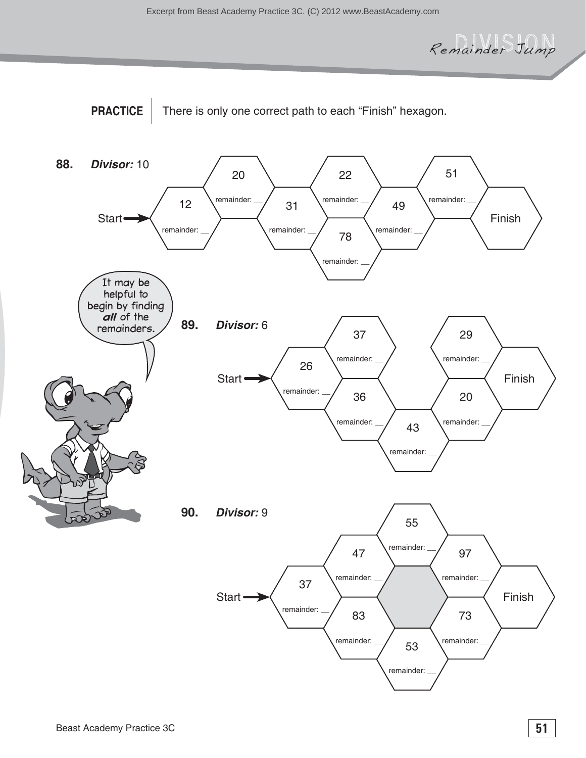# DIVISION
## Remainder Jump

**PRACTICE** | There is only one correct path to each "Finish" hexagon.

**88.** ***Divisor:*** 10

Start → 12 (remainder: __), 20 (remainder: __), 31 (remainder: __), 22 (remainder: __), 78 (remainder: __), 49 (remainder: __), 51 (remainder: __) → Finish

It may be helpful to begin by finding ***all*** of the remainders.

**89.** ***Divisor:*** 6

Start → 26 (remainder: __), 37 (remainder: __), 36 (remainder: __), 43 (remainder: __), 29 (remainder: __), 20 (remainder: __) → Finish

**90.** ***Divisor:*** 9

Start → 37 (remainder: __), 47 (remainder: __), 83 (remainder: __), 55 (remainder: __), 53 (remainder: __), 97 (remainder: __), 73 (remainder: __) → Finish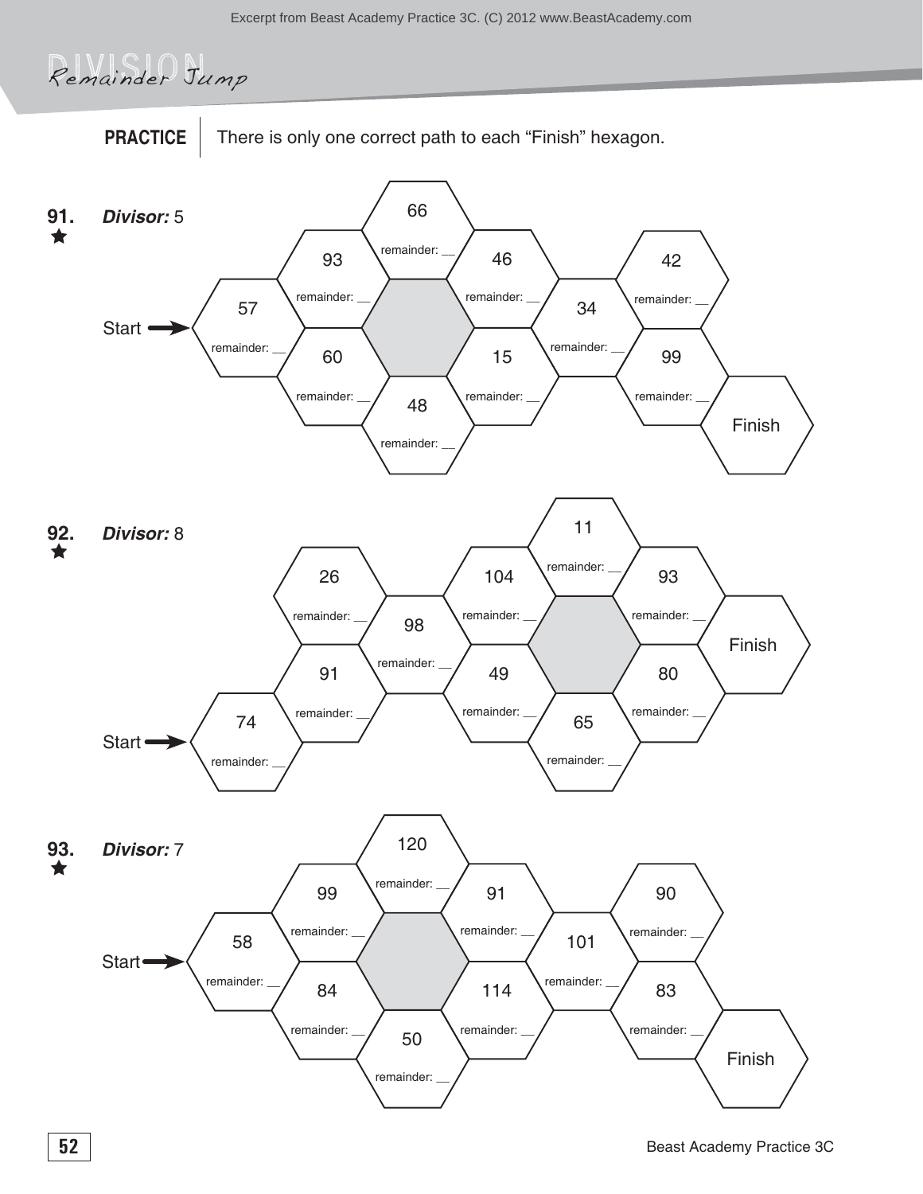# DIVISION
## Remainder Jump

**PRACTICE** There is only one correct path to each "Finish" hexagon.

**91.** ★ ***Divisor:*** 5

Start → 57 remainder: __

93 remainder: __

60 remainder: __

66 remainder: __

48 remainder: __

46 remainder: __

15 remainder: __

34 remainder: __

42 remainder: __

99 remainder: __

Finish

**92.** ★ ***Divisor:*** 8

Start → 74 remainder: __

26 remainder: __

91 remainder: __

98 remainder: __

104 remainder: __

49 remainder: __

11 remainder: __

65 remainder: __

93 remainder: __

80 remainder: __

Finish

**93.** ★ ***Divisor:*** 7

Start → 58 remainder: __

99 remainder: __

84 remainder: __

120 remainder: __

50 remainder: __

91 remainder: __

114 remainder: __

101 remainder: __

90 remainder: __

83 remainder: __

Finish